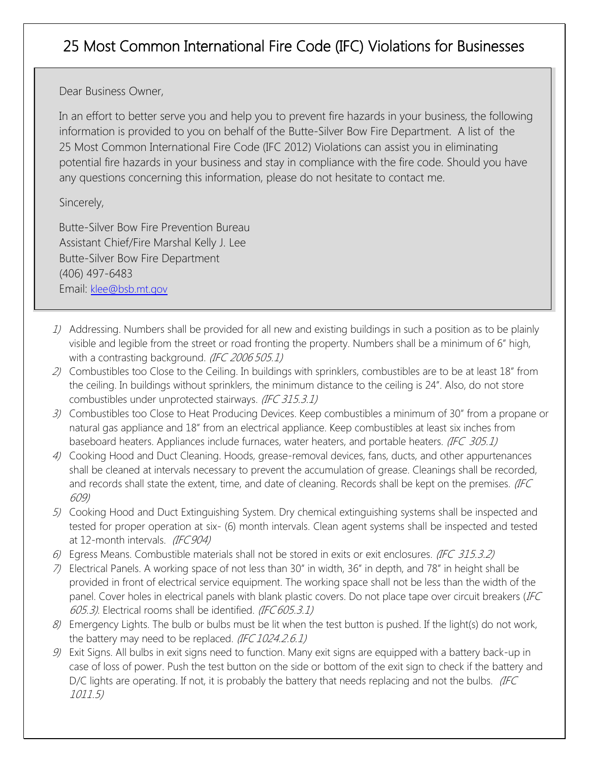# 25 Most Common International Fire Code (IFC) Violations for Businesses

Dear Business Owner,

In an effort to better serve you and help you to prevent fire hazards in your business, the following information is provided to you on behalf of the Butte-Silver Bow Fire Department. A list of the 25 Most Common International Fire Code (IFC 2012) Violations can assist you in eliminating potential fire hazards in your business and stay in compliance with the fire code. Should you have any questions concerning this information, please do not hesitate to contact me.

Sincerely,

Butte-Silver Bow Fire Prevention Bureau
Assistant Chief/Fire Marshal Kelly J. Lee
Butte-Silver Bow Fire Department
(406) 497-6483
Email: klee@bsb.mt.gov

1) Addressing. Numbers shall be provided for all new and existing buildings in such a position as to be plainly visible and legible from the street or road fronting the property. Numbers shall be a minimum of 6" high, with a contrasting background. *(IFC 2006 505.1)*
2) Combustibles too Close to the Ceiling. In buildings with sprinklers, combustibles are to be at least 18" from the ceiling. In buildings without sprinklers, the minimum distance to the ceiling is 24". Also, do not store combustibles under unprotected stairways. *(IFC 315.3.1)*
3) Combustibles too Close to Heat Producing Devices. Keep combustibles a minimum of 30" from a propane or natural gas appliance and 18" from an electrical appliance. Keep combustibles at least six inches from baseboard heaters. Appliances include furnaces, water heaters, and portable heaters. *(IFC 305.1)*
4) Cooking Hood and Duct Cleaning. Hoods, grease-removal devices, fans, ducts, and other appurtenances shall be cleaned at intervals necessary to prevent the accumulation of grease. Cleanings shall be recorded, and records shall state the extent, time, and date of cleaning. Records shall be kept on the premises. *(IFC 609)*
5) Cooking Hood and Duct Extinguishing System. Dry chemical extinguishing systems shall be inspected and tested for proper operation at six- (6) month intervals. Clean agent systems shall be inspected and tested at 12-month intervals. *(IFC 904)*
6) Egress Means. Combustible materials shall not be stored in exits or exit enclosures. *(IFC 315.3.2)*
7) Electrical Panels. A working space of not less than 30" in width, 36" in depth, and 78" in height shall be provided in front of electrical service equipment. The working space shall not be less than the width of the panel. Cover holes in electrical panels with blank plastic covers. Do not place tape over circuit breakers (*IFC 605.3)*. Electrical rooms shall be identified. *(IFC 605.3.1)*
8) Emergency Lights. The bulb or bulbs must be lit when the test button is pushed. If the light(s) do not work, the battery may need to be replaced. *(IFC 1024.2.6.1)*
9) Exit Signs. All bulbs in exit signs need to function. Many exit signs are equipped with a battery back-up in case of loss of power. Push the test button on the side or bottom of the exit sign to check if the battery and D/C lights are operating. If not, it is probably the battery that needs replacing and not the bulbs. *(IFC 1011.5)*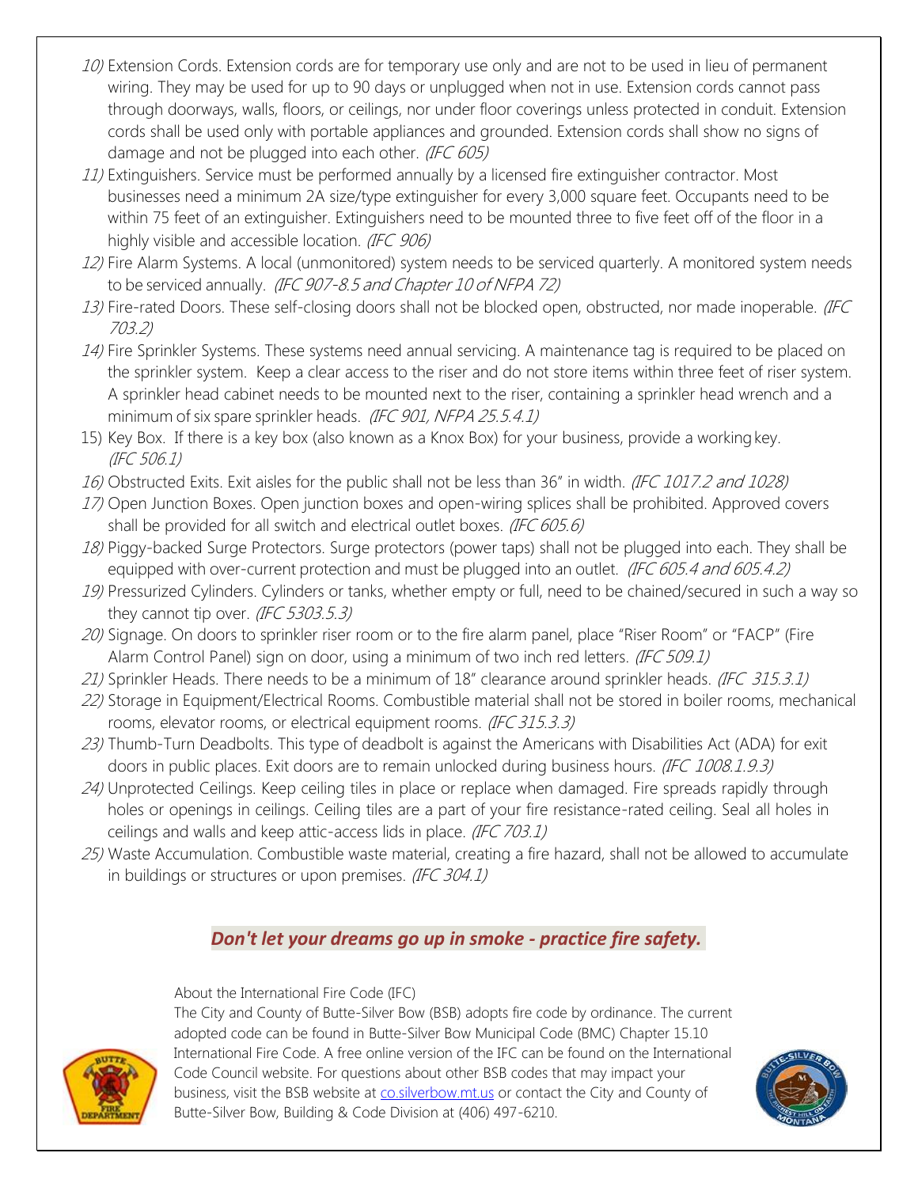10) Extension Cords. Extension cords are for temporary use only and are not to be used in lieu of permanent wiring. They may be used for up to 90 days or unplugged when not in use. Extension cords cannot pass through doorways, walls, floors, or ceilings, nor under floor coverings unless protected in conduit. Extension cords shall be used only with portable appliances and grounded. Extension cords shall show no signs of damage and not be plugged into each other. *(IFC 605)*

11) Extinguishers. Service must be performed annually by a licensed fire extinguisher contractor. Most businesses need a minimum 2A size/type extinguisher for every 3,000 square feet. Occupants need to be within 75 feet of an extinguisher. Extinguishers need to be mounted three to five feet off of the floor in a highly visible and accessible location. *(IFC 906)*

12) Fire Alarm Systems. A local (unmonitored) system needs to be serviced quarterly. A monitored system needs to be serviced annually. *(IFC 907-8.5 and Chapter 10 of NFPA 72)*

13) Fire-rated Doors. These self-closing doors shall not be blocked open, obstructed, nor made inoperable. *(IFC 703.2)*

14) Fire Sprinkler Systems. These systems need annual servicing. A maintenance tag is required to be placed on the sprinkler system. Keep a clear access to the riser and do not store items within three feet of riser system. A sprinkler head cabinet needs to be mounted next to the riser, containing a sprinkler head wrench and a minimum of six spare sprinkler heads. *(IFC 901, NFPA 25.5.4.1)*

15) Key Box. If there is a key box (also known as a Knox Box) for your business, provide a working key. *(IFC 506.1)*

16) Obstructed Exits. Exit aisles for the public shall not be less than 36" in width. *(IFC 1017.2 and 1028)*

17) Open Junction Boxes. Open junction boxes and open-wiring splices shall be prohibited. Approved covers shall be provided for all switch and electrical outlet boxes. *(IFC 605.6)*

18) Piggy-backed Surge Protectors. Surge protectors (power taps) shall not be plugged into each. They shall be equipped with over-current protection and must be plugged into an outlet. *(IFC 605.4 and 605.4.2)*

19) Pressurized Cylinders. Cylinders or tanks, whether empty or full, need to be chained/secured in such a way so they cannot tip over. *(IFC 5303.5.3)*

20) Signage. On doors to sprinkler riser room or to the fire alarm panel, place "Riser Room" or "FACP" (Fire Alarm Control Panel) sign on door, using a minimum of two inch red letters. *(IFC 509.1)*

21) Sprinkler Heads. There needs to be a minimum of 18" clearance around sprinkler heads. *(IFC 315.3.1)*

22) Storage in Equipment/Electrical Rooms. Combustible material shall not be stored in boiler rooms, mechanical rooms, elevator rooms, or electrical equipment rooms. *(IFC 315.3.3)*

23) Thumb-Turn Deadbolts. This type of deadbolt is against the Americans with Disabilities Act (ADA) for exit doors in public places. Exit doors are to remain unlocked during business hours. *(IFC 1008.1.9.3)*

24) Unprotected Ceilings. Keep ceiling tiles in place or replace when damaged. Fire spreads rapidly through holes or openings in ceilings. Ceiling tiles are a part of your fire resistance-rated ceiling. Seal all holes in ceilings and walls and keep attic-access lids in place. *(IFC 703.1)*

25) Waste Accumulation. Combustible waste material, creating a fire hazard, shall not be allowed to accumulate in buildings or structures or upon premises. *(IFC 304.1)*

***Don't let your dreams go up in smoke - practice fire safety.***

About the International Fire Code (IFC)

The City and County of Butte-Silver Bow (BSB) adopts fire code by ordinance. The current adopted code can be found in Butte-Silver Bow Municipal Code (BMC) Chapter 15.10 International Fire Code. A free online version of the IFC can be found on the International Code Council website. For questions about other BSB codes that may impact your business, visit the BSB website at co.silverbow.mt.us or contact the City and County of Butte-Silver Bow, Building & Code Division at (406) 497-6210.